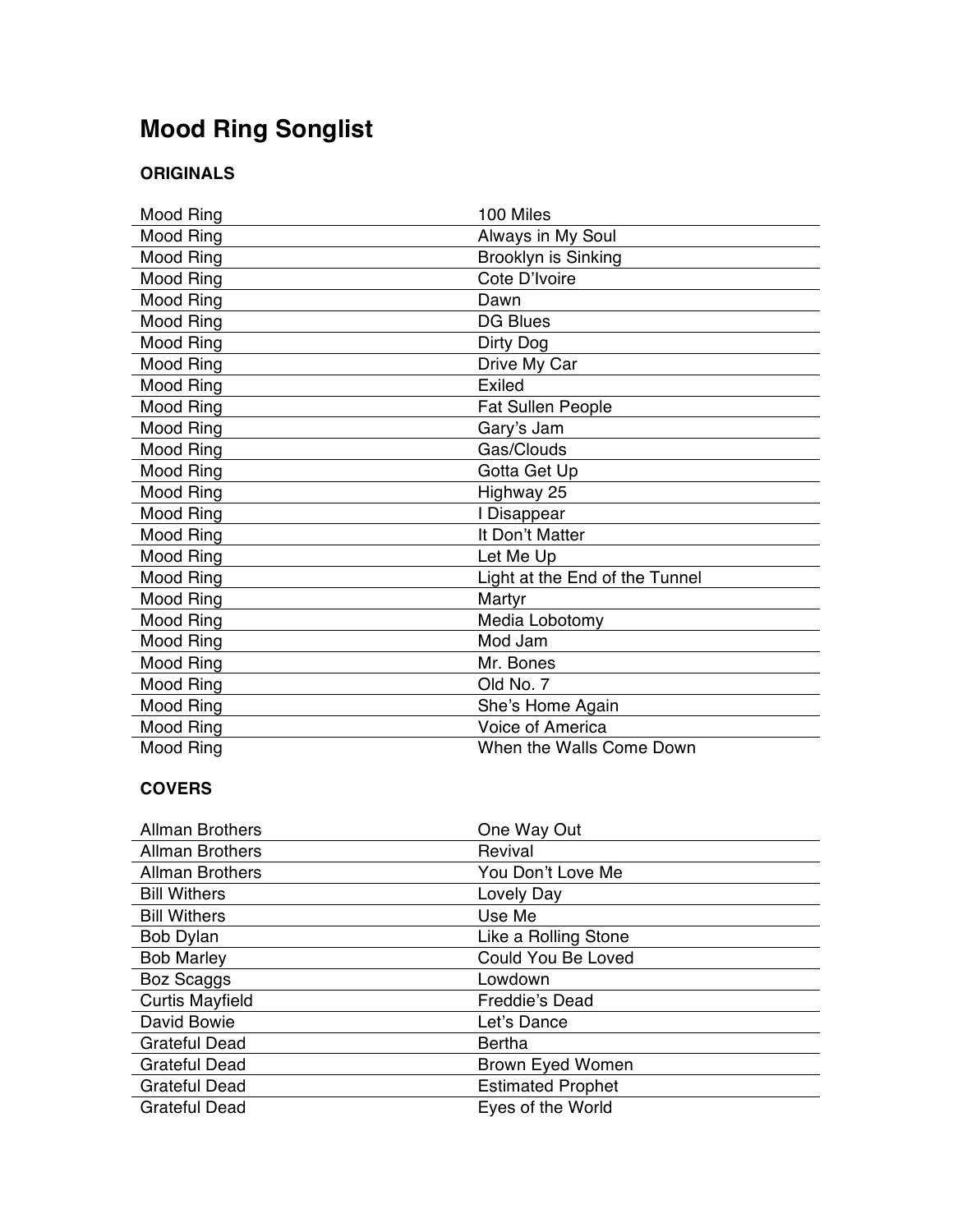# Mood Ring Songlist

### ORIGINALS

| | |
|---|---|
| Mood Ring | 100 Miles |
| Mood Ring | Always in My Soul |
| Mood Ring | Brooklyn is Sinking |
| Mood Ring | Cote D'Ivoire |
| Mood Ring | Dawn |
| Mood Ring | DG Blues |
| Mood Ring | Dirty Dog |
| Mood Ring | Drive My Car |
| Mood Ring | Exiled |
| Mood Ring | Fat Sullen People |
| Mood Ring | Gary's Jam |
| Mood Ring | Gas/Clouds |
| Mood Ring | Gotta Get Up |
| Mood Ring | Highway 25 |
| Mood Ring | I Disappear |
| Mood Ring | It Don't Matter |
| Mood Ring | Let Me Up |
| Mood Ring | Light at the End of the Tunnel |
| Mood Ring | Martyr |
| Mood Ring | Media Lobotomy |
| Mood Ring | Mod Jam |
| Mood Ring | Mr. Bones |
| Mood Ring | Old No. 7 |
| Mood Ring | She's Home Again |
| Mood Ring | Voice of America |
| Mood Ring | When the Walls Come Down |

### COVERS

| | |
|---|---|
| Allman Brothers | One Way Out |
| Allman Brothers | Revival |
| Allman Brothers | You Don't Love Me |
| Bill Withers | Lovely Day |
| Bill Withers | Use Me |
| Bob Dylan | Like a Rolling Stone |
| Bob Marley | Could You Be Loved |
| Boz Scaggs | Lowdown |
| Curtis Mayfield | Freddie's Dead |
| David Bowie | Let's Dance |
| Grateful Dead | Bertha |
| Grateful Dead | Brown Eyed Women |
| Grateful Dead | Estimated Prophet |
| Grateful Dead | Eyes of the World |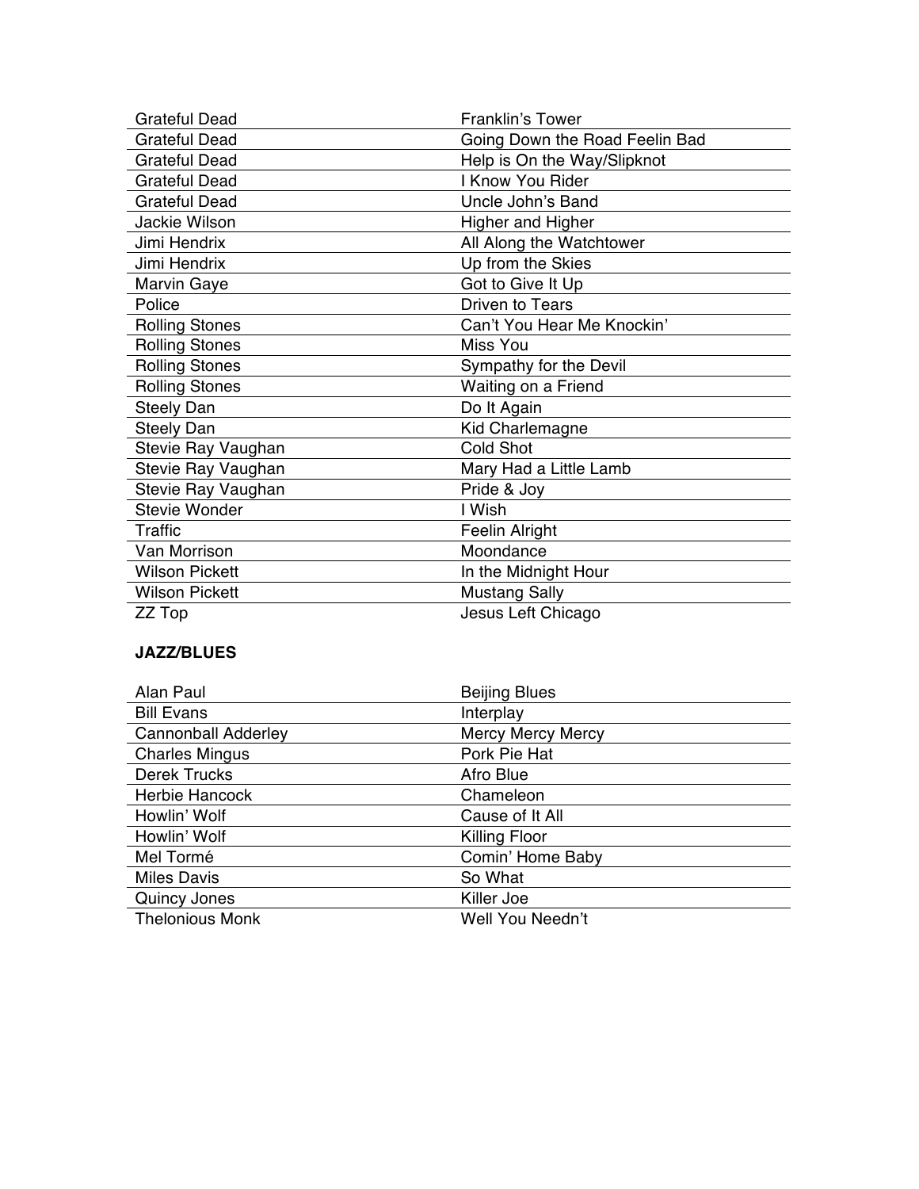| | |
|---|---|
| Grateful Dead | Franklin's Tower |
| Grateful Dead | Going Down the Road Feelin Bad |
| Grateful Dead | Help is On the Way/Slipknot |
| Grateful Dead | I Know You Rider |
| Grateful Dead | Uncle John's Band |
| Jackie Wilson | Higher and Higher |
| Jimi Hendrix | All Along the Watchtower |
| Jimi Hendrix | Up from the Skies |
| Marvin Gaye | Got to Give It Up |
| Police | Driven to Tears |
| Rolling Stones | Can't You Hear Me Knockin' |
| Rolling Stones | Miss You |
| Rolling Stones | Sympathy for the Devil |
| Rolling Stones | Waiting on a Friend |
| Steely Dan | Do It Again |
| Steely Dan | Kid Charlemagne |
| Stevie Ray Vaughan | Cold Shot |
| Stevie Ray Vaughan | Mary Had a Little Lamb |
| Stevie Ray Vaughan | Pride & Joy |
| Stevie Wonder | I Wish |
| Traffic | Feelin Alright |
| Van Morrison | Moondance |
| Wilson Pickett | In the Midnight Hour |
| Wilson Pickett | Mustang Sally |
| ZZ Top | Jesus Left Chicago |

**JAZZ/BLUES**

| | |
|---|---|
| Alan Paul | Beijing Blues |
| Bill Evans | Interplay |
| Cannonball Adderley | Mercy Mercy Mercy |
| Charles Mingus | Pork Pie Hat |
| Derek Trucks | Afro Blue |
| Herbie Hancock | Chameleon |
| Howlin' Wolf | Cause of It All |
| Howlin' Wolf | Killing Floor |
| Mel Tormé | Comin' Home Baby |
| Miles Davis | So What |
| Quincy Jones | Killer Joe |
| Thelonious Monk | Well You Needn't |